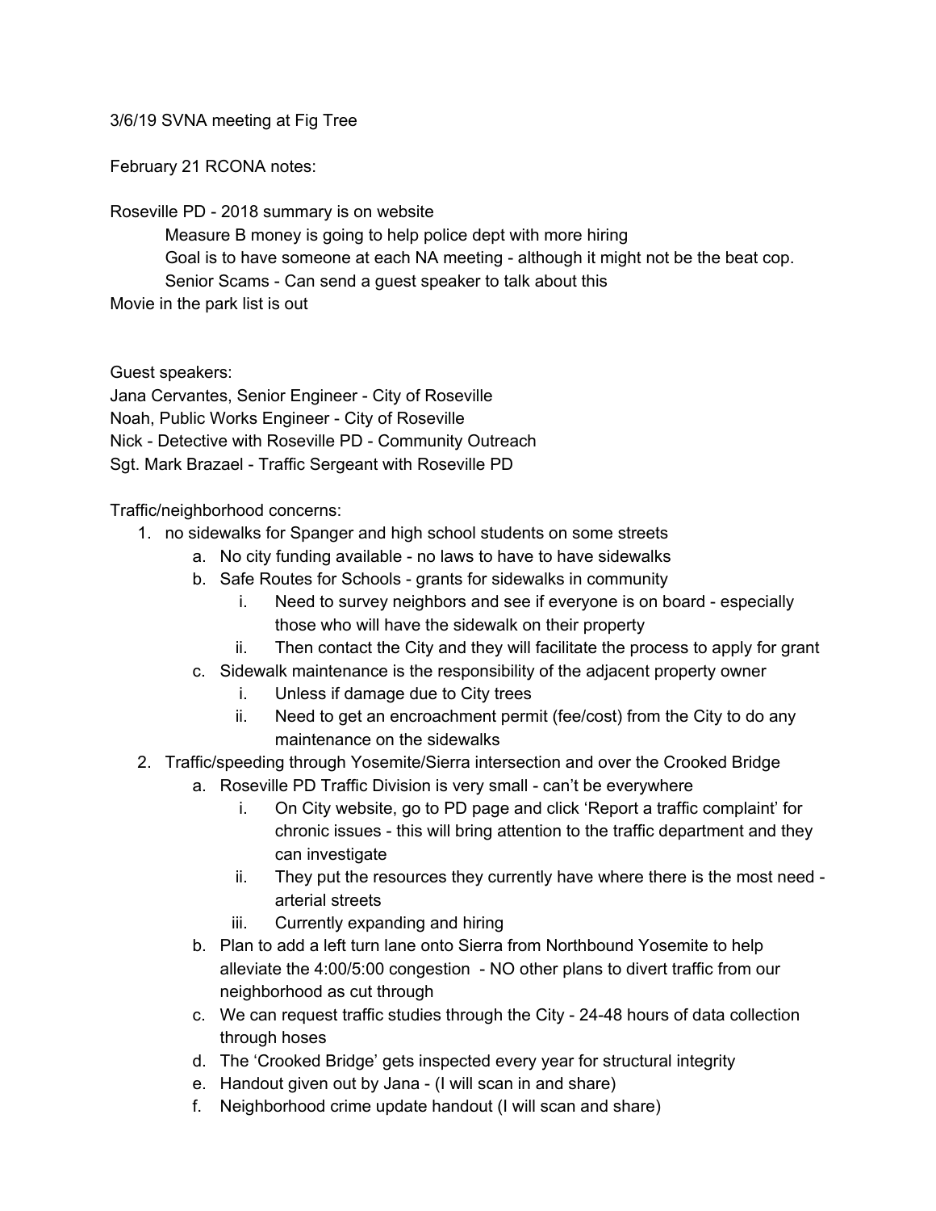3/6/19 SVNA meeting at Fig Tree

February 21 RCONA notes:

Roseville PD - 2018 summary is on website

- Measure B money is going to help police dept with more hiring
- Goal is to have someone at each NA meeting - although it might not be the beat cop.
- Senior Scams - Can send a guest speaker to talk about this

Movie in the park list is out

Guest speakers:
Jana Cervantes, Senior Engineer - City of Roseville
Noah, Public Works Engineer - City of Roseville
Nick - Detective with Roseville PD - Community Outreach
Sgt. Mark Brazael - Traffic Sergeant with Roseville PD

Traffic/neighborhood concerns:

1. no sidewalks for Spanger and high school students on some streets
    a. No city funding available - no laws to have to have sidewalks
    b. Safe Routes for Schools - grants for sidewalks in community
        i. Need to survey neighbors and see if everyone is on board - especially those who will have the sidewalk on their property
        ii. Then contact the City and they will facilitate the process to apply for grant
    c. Sidewalk maintenance is the responsibility of the adjacent property owner
        i. Unless if damage due to City trees
        ii. Need to get an encroachment permit (fee/cost) from the City to do any maintenance on the sidewalks
2. Traffic/speeding through Yosemite/Sierra intersection and over the Crooked Bridge
    a. Roseville PD Traffic Division is very small - can't be everywhere
        i. On City website, go to PD page and click 'Report a traffic complaint' for chronic issues - this will bring attention to the traffic department and they can investigate
        ii. They put the resources they currently have where there is the most need - arterial streets
        iii. Currently expanding and hiring
    b. Plan to add a left turn lane onto Sierra from Northbound Yosemite to help alleviate the 4:00/5:00 congestion - NO other plans to divert traffic from our neighborhood as cut through
    c. We can request traffic studies through the City - 24-48 hours of data collection through hoses
    d. The 'Crooked Bridge' gets inspected every year for structural integrity
    e. Handout given out by Jana - (I will scan in and share)
    f. Neighborhood crime update handout (I will scan and share)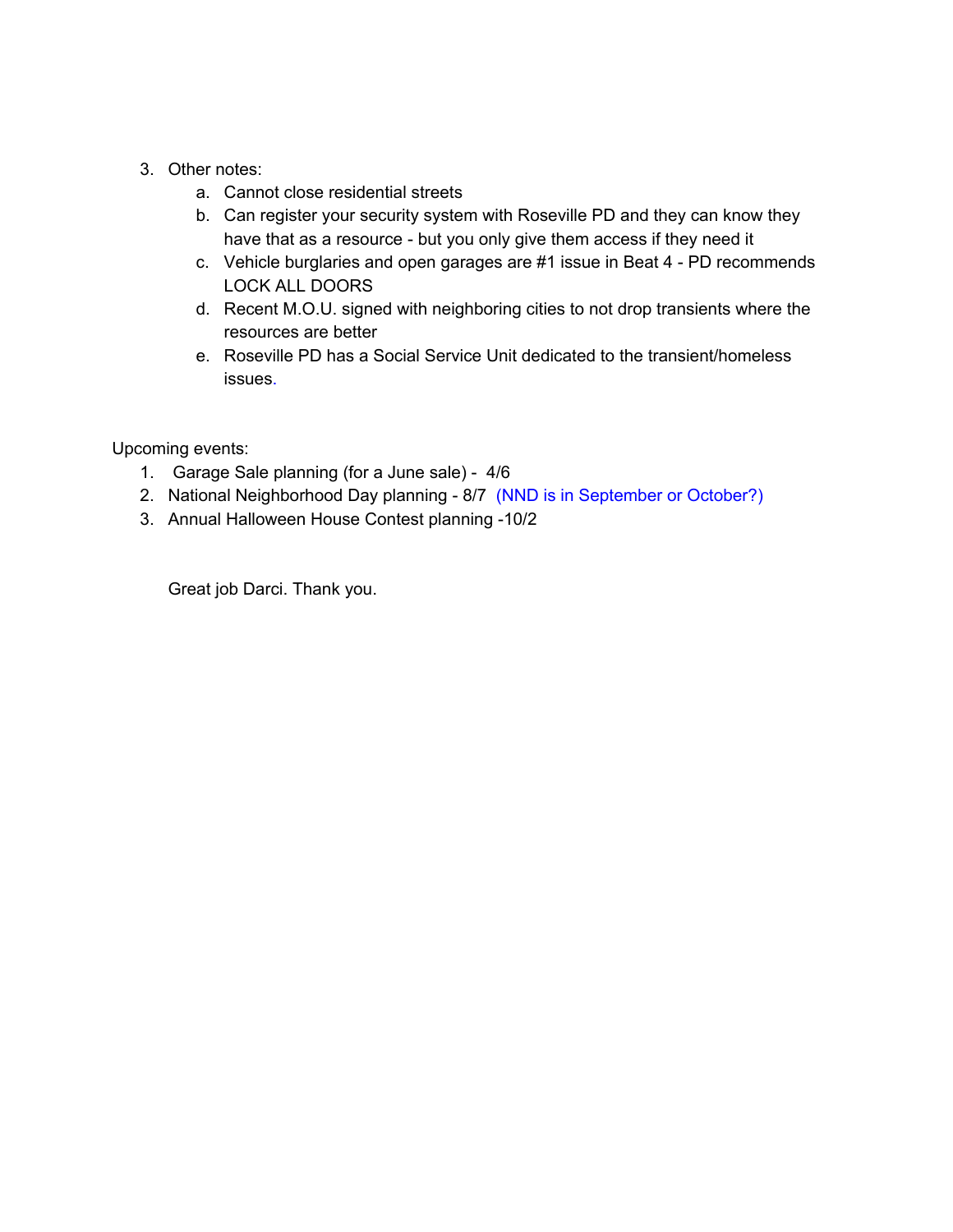3. Other notes:
    a. Cannot close residential streets
    b. Can register your security system with Roseville PD and they can know they have that as a resource - but you only give them access if they need it
    c. Vehicle burglaries and open garages are #1 issue in Beat 4 - PD recommends LOCK ALL DOORS
    d. Recent M.O.U. signed with neighboring cities to not drop transients where the resources are better
    e. Roseville PD has a Social Service Unit dedicated to the transient/homeless issues.

Upcoming events:

1. Garage Sale planning (for a June sale) - 4/6
2. National Neighborhood Day planning - 8/7 (NND is in September or October?)
3. Annual Halloween House Contest planning -10/2

Great job Darci. Thank you.